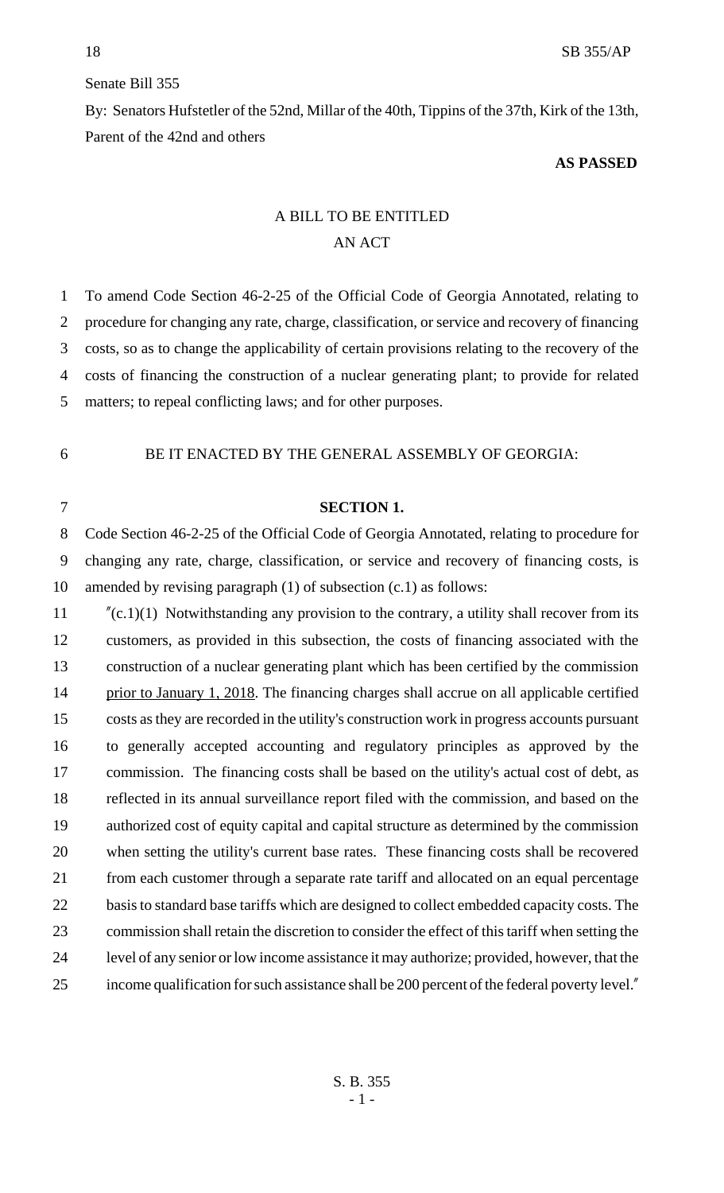Senate Bill 355

By: Senators Hufstetler of the 52nd, Millar of the 40th, Tippins of the 37th, Kirk of the 13th, Parent of the 42nd and others

**AS PASSED**

# A BILL TO BE ENTITLED
# AN ACT

To amend Code Section 46-2-25 of the Official Code of Georgia Annotated, relating to procedure for changing any rate, charge, classification, or service and recovery of financing costs, so as to change the applicability of certain provisions relating to the recovery of the costs of financing the construction of a nuclear generating plant; to provide for related matters; to repeal conflicting laws; and for other purposes.

BE IT ENACTED BY THE GENERAL ASSEMBLY OF GEORGIA:

**SECTION 1.**

Code Section 46-2-25 of the Official Code of Georgia Annotated, relating to procedure for changing any rate, charge, classification, or service and recovery of financing costs, is amended by revising paragraph (1) of subsection (c.1) as follows:

"(c.1)(1) Notwithstanding any provision to the contrary, a utility shall recover from its customers, as provided in this subsection, the costs of financing associated with the construction of a nuclear generating plant which has been certified by the commission prior to January 1, 2018. The financing charges shall accrue on all applicable certified costs as they are recorded in the utility's construction work in progress accounts pursuant to generally accepted accounting and regulatory principles as approved by the commission. The financing costs shall be based on the utility's actual cost of debt, as reflected in its annual surveillance report filed with the commission, and based on the authorized cost of equity capital and capital structure as determined by the commission when setting the utility's current base rates. These financing costs shall be recovered from each customer through a separate rate tariff and allocated on an equal percentage basis to standard base tariffs which are designed to collect embedded capacity costs. The commission shall retain the discretion to consider the effect of this tariff when setting the level of any senior or low income assistance it may authorize; provided, however, that the income qualification for such assistance shall be 200 percent of the federal poverty level."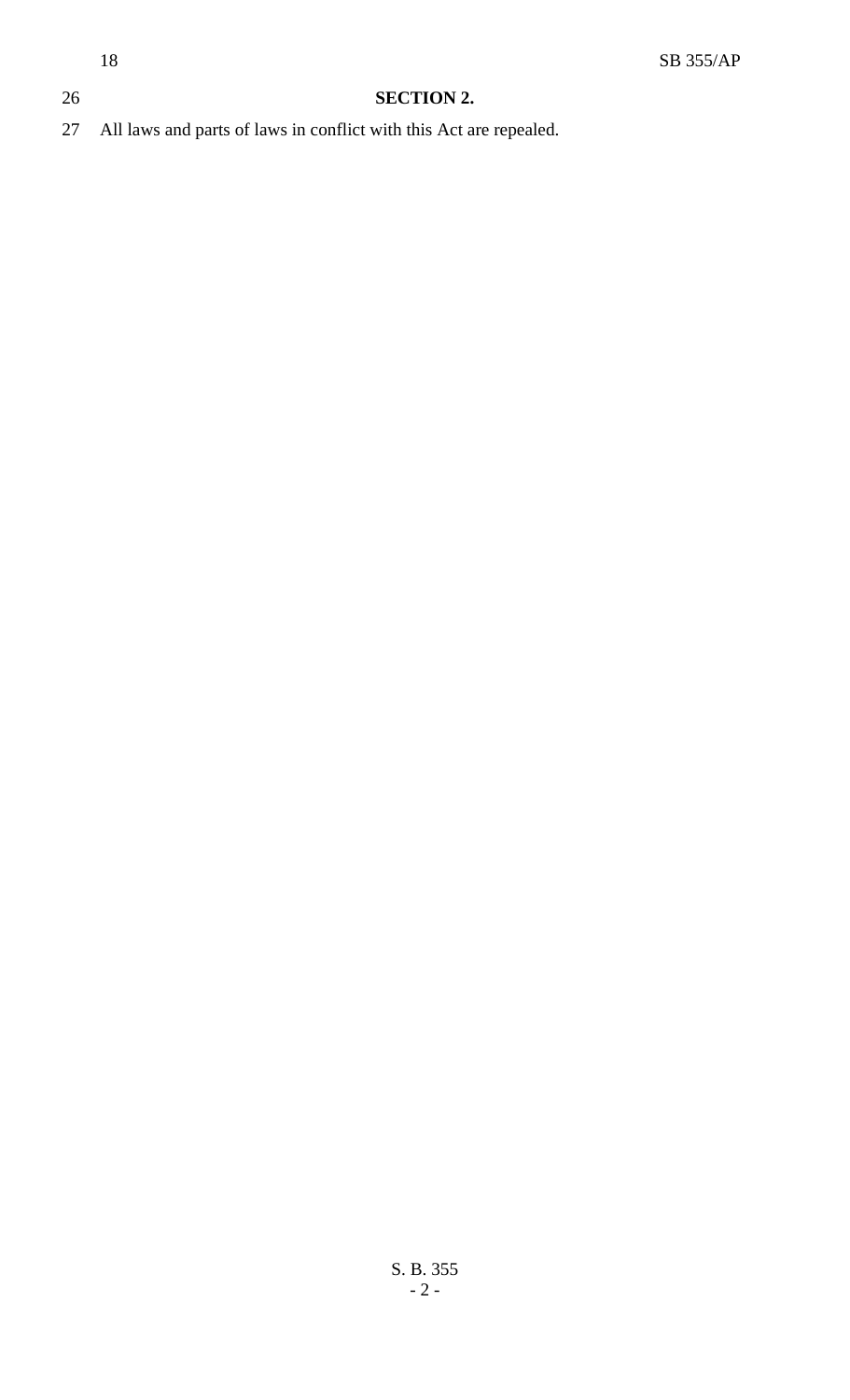**SECTION 2.**

All laws and parts of laws in conflict with this Act are repealed.